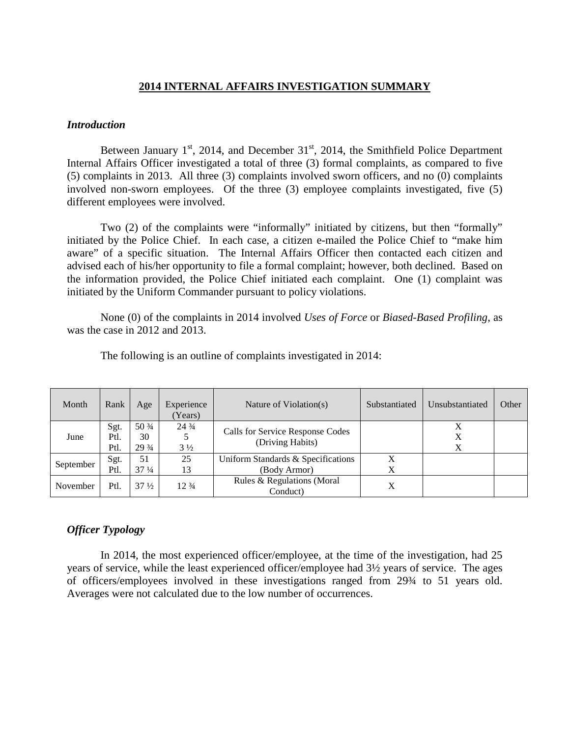# 2014 INTERNAL AFFAIRS INVESTIGATION SUMMARY

### *Introduction*

Between January 1st, 2014, and December 31st, 2014, the Smithfield Police Department Internal Affairs Officer investigated a total of three (3) formal complaints, as compared to five (5) complaints in 2013. All three (3) complaints involved sworn officers, and no (0) complaints involved non-sworn employees. Of the three (3) employee complaints investigated, five (5) different employees were involved.

Two (2) of the complaints were "informally" initiated by citizens, but then "formally" initiated by the Police Chief. In each case, a citizen e-mailed the Police Chief to "make him aware" of a specific situation. The Internal Affairs Officer then contacted each citizen and advised each of his/her opportunity to file a formal complaint; however, both declined. Based on the information provided, the Police Chief initiated each complaint. One (1) complaint was initiated by the Uniform Commander pursuant to policy violations.

None (0) of the complaints in 2014 involved *Uses of Force* or *Biased-Based Profiling*, as was the case in 2012 and 2013.

The following is an outline of complaints investigated in 2014:

| Month | Rank | Age | Experience (Years) | Nature of Violation(s) | Substantiated | Unsubstantiated | Other |
|---|---|---|---|---|---|---|---|
| June | Sgt. | 50 ¾ | 24 ¾ | Calls for Service Response Codes (Driving Habits) | | X | |
| | Ptl. | 30 | 5 | | | X | |
| | Ptl. | 29 ¾ | 3 ½ | | | X | |
| September | Sgt. | 51 | 25 | Uniform Standards & Specifications (Body Armor) | X | | |
| | Ptl. | 37 ¼ | 13 | | X | | |
| November | Ptl. | 37 ½ | 12 ¾ | Rules & Regulations (Moral Conduct) | X | | |

### *Officer Typology*

In 2014, the most experienced officer/employee, at the time of the investigation, had 25 years of service, while the least experienced officer/employee had 3½ years of service. The ages of officers/employees involved in these investigations ranged from 29¾ to 51 years old. Averages were not calculated due to the low number of occurrences.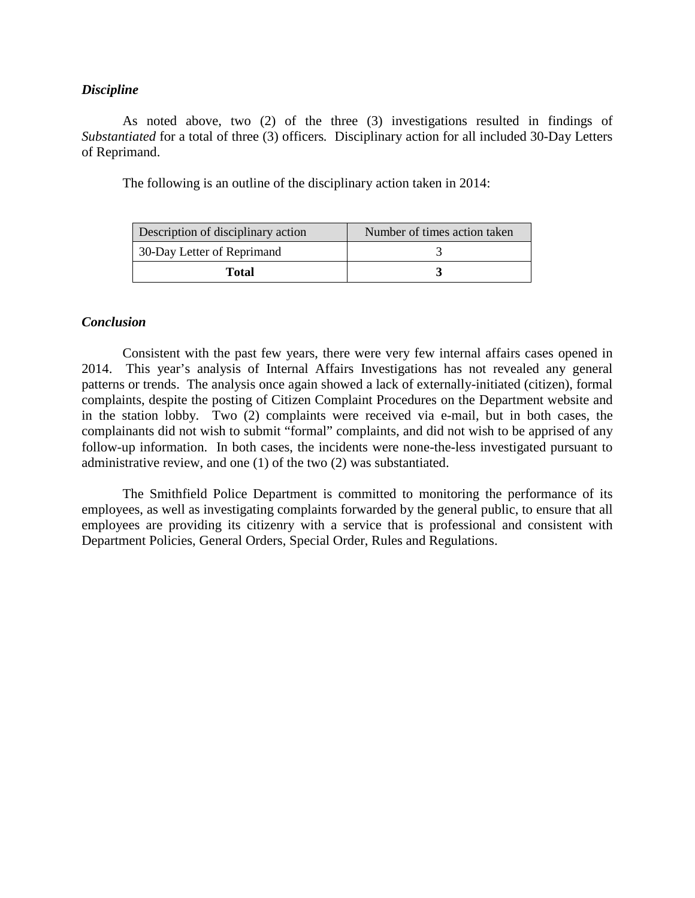***Discipline***

As noted above, two (2) of the three (3) investigations resulted in findings of *Substantiated* for a total of three (3) officers. Disciplinary action for all included 30-Day Letters of Reprimand.

The following is an outline of the disciplinary action taken in 2014:

| Description of disciplinary action | Number of times action taken |
| --- | --- |
| 30-Day Letter of Reprimand | 3 |
| **Total** | **3** |

***Conclusion***

Consistent with the past few years, there were very few internal affairs cases opened in 2014. This year's analysis of Internal Affairs Investigations has not revealed any general patterns or trends. The analysis once again showed a lack of externally-initiated (citizen), formal complaints, despite the posting of Citizen Complaint Procedures on the Department website and in the station lobby. Two (2) complaints were received via e-mail, but in both cases, the complainants did not wish to submit "formal" complaints, and did not wish to be apprised of any follow-up information. In both cases, the incidents were none-the-less investigated pursuant to administrative review, and one (1) of the two (2) was substantiated.

The Smithfield Police Department is committed to monitoring the performance of its employees, as well as investigating complaints forwarded by the general public, to ensure that all employees are providing its citizenry with a service that is professional and consistent with Department Policies, General Orders, Special Order, Rules and Regulations.